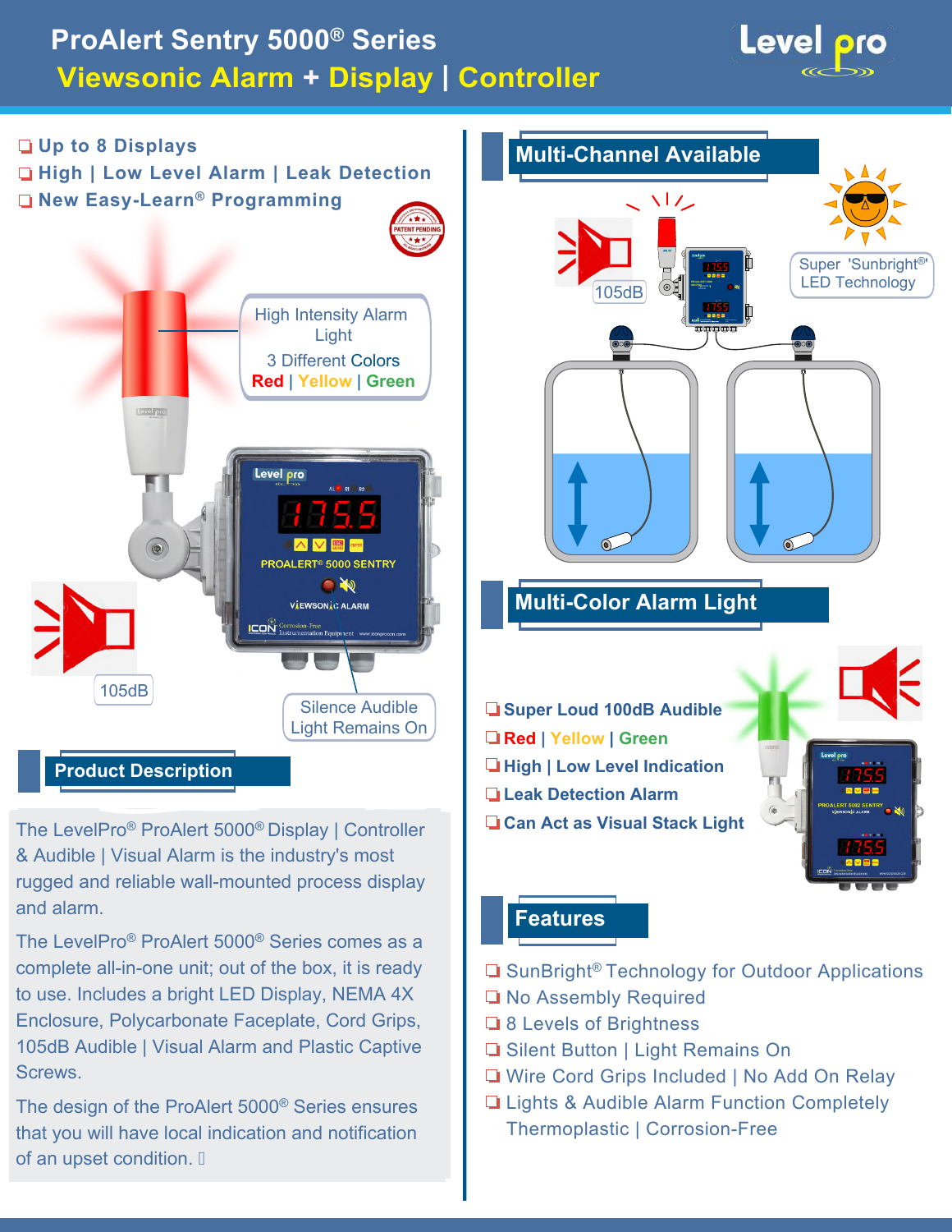# ProAlert Sentry 5000® Series

## Viewsonic Alarm + Display | Controller

- Up to 8 Displays
- High | Low Level Alarm | Leak Detection
- New Easy-Learn® Programming

High Intensity Alarm Light

3 Different Colors

Red | Yellow | Green

105dB

Silence Audible Light Remains On

## Product Description

The LevelPro® ProAlert 5000® Display | Controller & Audible | Visual Alarm is the industry's most rugged and reliable wall-mounted process display and alarm.

The LevelPro® ProAlert 5000® Series comes as a complete all-in-one unit; out of the box, it is ready to use. Includes a bright LED Display, NEMA 4X Enclosure, Polycarbonate Faceplate, Cord Grips, 105dB Audible | Visual Alarm and Plastic Captive Screws.

The design of the ProAlert 5000® Series ensures that you will have local indication and notification of an upset condition.

## Multi-Channel Available

105dB

Super 'Sunbright®' LED Technology

## Multi-Color Alarm Light

- Super Loud 100dB Audible
- Red | Yellow | Green
- High | Low Level Indication
- Leak Detection Alarm
- Can Act as Visual Stack Light

## Features

- SunBright® Technology for Outdoor Applications
- No Assembly Required
- 8 Levels of Brightness
- Silent Button | Light Remains On
- Wire Cord Grips Included | No Add On Relay
- Lights & Audible Alarm Function Completely Thermoplastic | Corrosion-Free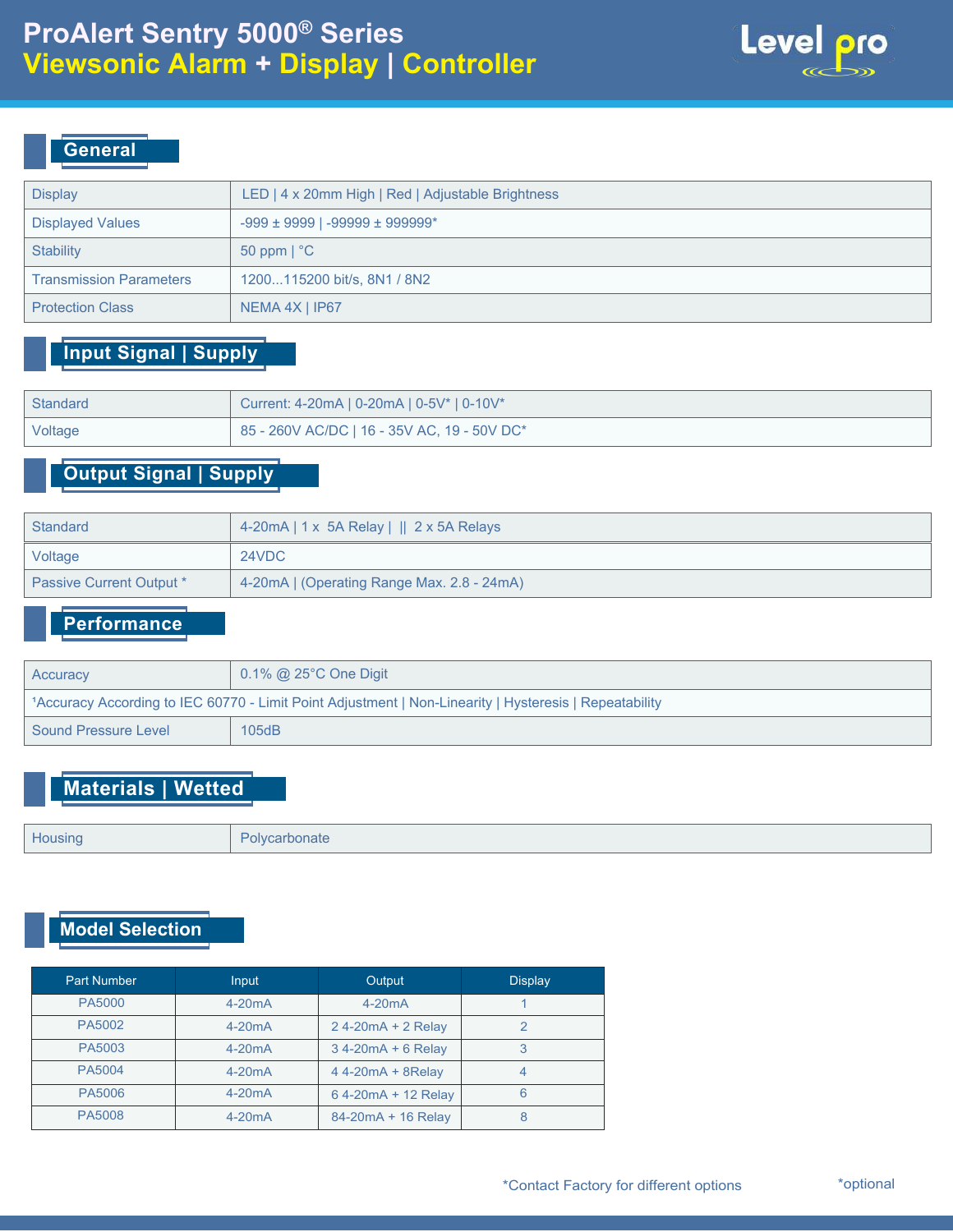# ProAlert Sentry 5000® Series
## Viewsonic Alarm + Display | Controller

## General

| | |
|---|---|
| Display | LED \| 4 x 20mm High \| Red \| Adjustable Brightness |
| Displayed Values | -999 ± 9999 \| -99999 ± 999999* |
| Stability | 50 ppm \| °C |
| Transmission Parameters | 1200...115200 bit/s, 8N1 / 8N2 |
| Protection Class | NEMA 4X \| IP67 |

## Input Signal | Supply

| | |
|---|---|
| Standard | Current: 4-20mA \| 0-20mA \| 0-5V* \| 0-10V* |
| Voltage | 85 - 260V AC/DC \| 16 - 35V AC, 19 - 50V DC* |

## Output Signal | Supply

| | |
|---|---|
| Standard | 4-20mA \| 1 x 5A Relay \| \|\| 2 x 5A Relays |
| Voltage | 24VDC |
| Passive Current Output * | 4-20mA \| (Operating Range Max. 2.8 - 24mA) |

## Performance

| | |
|---|---|
| Accuracy | 0.1% @ 25°C One Digit |
| [1]Accuracy According to IEC 60770 - Limit Point Adjustment \| Non-Linearity \| Hysteresis \| Repeatability | |
| Sound Pressure Level | 105dB |

## Materials | Wetted

| | |
|---|---|
| Housing | Polycarbonate |

## Model Selection

| Part Number | Input | Output | Display |
|---|---|---|---|
| PA5000 | 4-20mA | 4-20mA | 1 |
| PA5002 | 4-20mA | 2 4-20mA + 2 Relay | 2 |
| PA5003 | 4-20mA | 3 4-20mA + 6 Relay | 3 |
| PA5004 | 4-20mA | 4 4-20mA + 8Relay | 4 |
| PA5006 | 4-20mA | 6 4-20mA + 12 Relay | 6 |
| PA5008 | 4-20mA | 84-20mA + 16 Relay | 8 |

*Contact Factory for different options

*optional